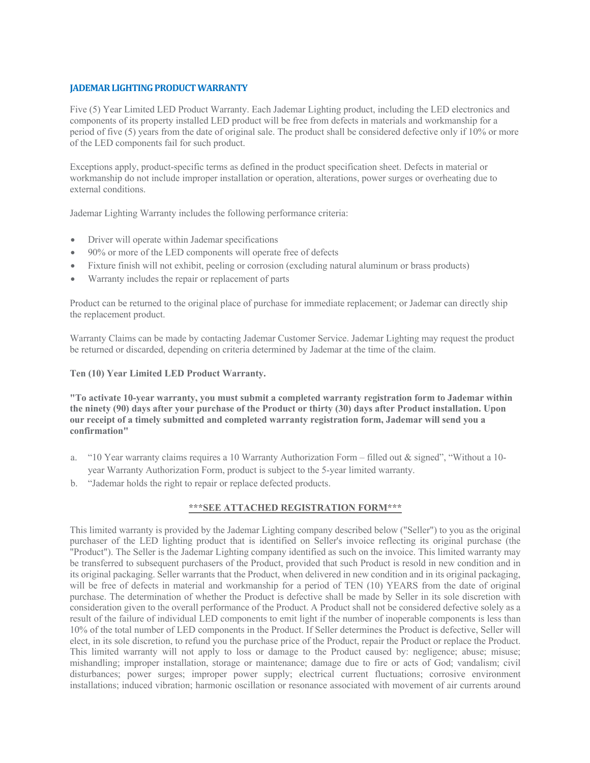# JADEMAR LIGHTING PRODUCT WARRANTY

Five (5) Year Limited LED Product Warranty. Each Jademar Lighting product, including the LED electronics and components of its property installed LED product will be free from defects in materials and workmanship for a period of five (5) years from the date of original sale. The product shall be considered defective only if 10% or more of the LED components fail for such product.

Exceptions apply, product-specific terms as defined in the product specification sheet. Defects in material or workmanship do not include improper installation or operation, alterations, power surges or overheating due to external conditions.

Jademar Lighting Warranty includes the following performance criteria:

- Driver will operate within Jademar specifications
- 90% or more of the LED components will operate free of defects
- Fixture finish will not exhibit, peeling or corrosion (excluding natural aluminum or brass products)
- Warranty includes the repair or replacement of parts

Product can be returned to the original place of purchase for immediate replacement; or Jademar can directly ship the replacement product.

Warranty Claims can be made by contacting Jademar Customer Service. Jademar Lighting may request the product be returned or discarded, depending on criteria determined by Jademar at the time of the claim.

**Ten (10) Year Limited LED Product Warranty.**

**"To activate 10-year warranty, you must submit a completed warranty registration form to Jademar within the ninety (90) days after your purchase of the Product or thirty (30) days after Product installation. Upon our receipt of a timely submitted and completed warranty registration form, Jademar will send you a confirmation"**

a. "10 Year warranty claims requires a 10 Warranty Authorization Form – filled out & signed", "Without a 10-year Warranty Authorization Form, product is subject to the 5-year limited warranty.
b. "Jademar holds the right to repair or replace defected products.

**\*\*\*SEE ATTACHED REGISTRATION FORM\*\*\***

This limited warranty is provided by the Jademar Lighting company described below ("Seller") to you as the original purchaser of the LED lighting product that is identified on Seller's invoice reflecting its original purchase (the "Product"). The Seller is the Jademar Lighting company identified as such on the invoice. This limited warranty may be transferred to subsequent purchasers of the Product, provided that such Product is resold in new condition and in its original packaging. Seller warrants that the Product, when delivered in new condition and in its original packaging, will be free of defects in material and workmanship for a period of TEN (10) YEARS from the date of original purchase. The determination of whether the Product is defective shall be made by Seller in its sole discretion with consideration given to the overall performance of the Product. A Product shall not be considered defective solely as a result of the failure of individual LED components to emit light if the number of inoperable components is less than 10% of the total number of LED components in the Product. If Seller determines the Product is defective, Seller will elect, in its sole discretion, to refund you the purchase price of the Product, repair the Product or replace the Product. This limited warranty will not apply to loss or damage to the Product caused by: negligence; abuse; misuse; mishandling; improper installation, storage or maintenance; damage due to fire or acts of God; vandalism; civil disturbances; power surges; improper power supply; electrical current fluctuations; corrosive environment installations; induced vibration; harmonic oscillation or resonance associated with movement of air currents around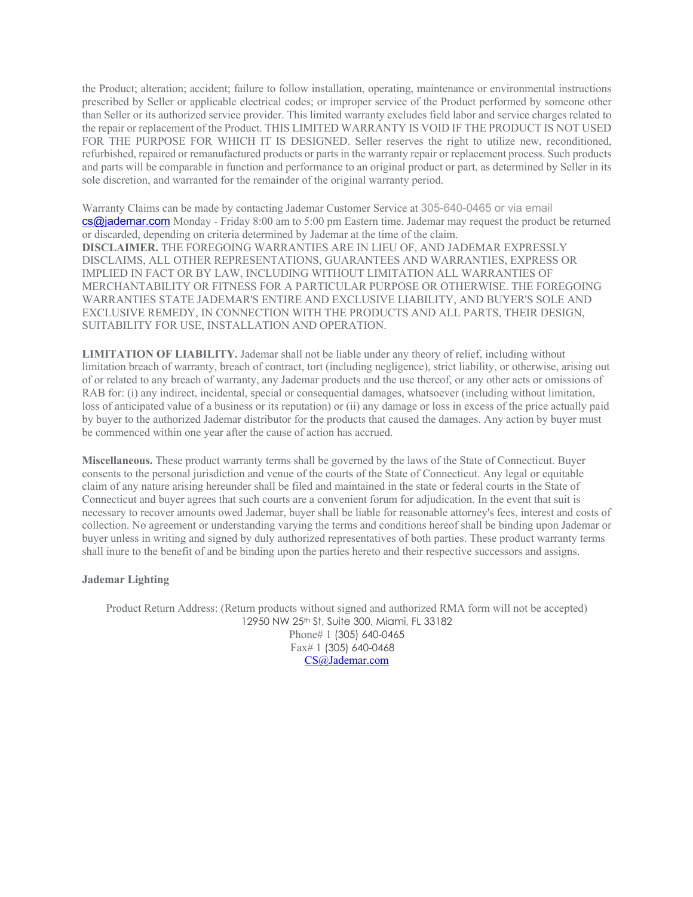the Product; alteration; accident; failure to follow installation, operating, maintenance or environmental instructions prescribed by Seller or applicable electrical codes; or improper service of the Product performed by someone other than Seller or its authorized service provider. This limited warranty excludes field labor and service charges related to the repair or replacement of the Product. THIS LIMITED WARRANTY IS VOID IF THE PRODUCT IS NOT USED FOR THE PURPOSE FOR WHICH IT IS DESIGNED. Seller reserves the right to utilize new, reconditioned, refurbished, repaired or remanufactured products or parts in the warranty repair or replacement process. Such products and parts will be comparable in function and performance to an original product or part, as determined by Seller in its sole discretion, and warranted for the remainder of the original warranty period.

Warranty Claims can be made by contacting Jademar Customer Service at 305-640-0465 or via email cs@jademar.com Monday - Friday 8:00 am to 5:00 pm Eastern time. Jademar may request the product be returned or discarded, depending on criteria determined by Jademar at the time of the claim.
**DISCLAIMER.** THE FOREGOING WARRANTIES ARE IN LIEU OF, AND JADEMAR EXPRESSLY DISCLAIMS, ALL OTHER REPRESENTATIONS, GUARANTEES AND WARRANTIES, EXPRESS OR IMPLIED IN FACT OR BY LAW, INCLUDING WITHOUT LIMITATION ALL WARRANTIES OF MERCHANTABILITY OR FITNESS FOR A PARTICULAR PURPOSE OR OTHERWISE. THE FOREGOING WARRANTIES STATE JADEMAR'S ENTIRE AND EXCLUSIVE LIABILITY, AND BUYER'S SOLE AND EXCLUSIVE REMEDY, IN CONNECTION WITH THE PRODUCTS AND ALL PARTS, THEIR DESIGN, SUITABILITY FOR USE, INSTALLATION AND OPERATION.

**LIMITATION OF LIABILITY.** Jademar shall not be liable under any theory of relief, including without limitation breach of warranty, breach of contract, tort (including negligence), strict liability, or otherwise, arising out of or related to any breach of warranty, any Jademar products and the use thereof, or any other acts or omissions of RAB for: (i) any indirect, incidental, special or consequential damages, whatsoever (including without limitation, loss of anticipated value of a business or its reputation) or (ii) any damage or loss in excess of the price actually paid by buyer to the authorized Jademar distributor for the products that caused the damages. Any action by buyer must be commenced within one year after the cause of action has accrued.

**Miscellaneous.** These product warranty terms shall be governed by the laws of the State of Connecticut. Buyer consents to the personal jurisdiction and venue of the courts of the State of Connecticut. Any legal or equitable claim of any nature arising hereunder shall be filed and maintained in the state or federal courts in the State of Connecticut and buyer agrees that such courts are a convenient forum for adjudication. In the event that suit is necessary to recover amounts owed Jademar, buyer shall be liable for reasonable attorney's fees, interest and costs of collection. No agreement or understanding varying the terms and conditions hereof shall be binding upon Jademar or buyer unless in writing and signed by duly authorized representatives of both parties. These product warranty terms shall inure to the benefit of and be binding upon the parties hereto and their respective successors and assigns.

**Jademar Lighting**

Product Return Address: (Return products without signed and authorized RMA form will not be accepted)
12950 NW 25th St, Suite 300, Miami, FL 33182
Phone# 1 (305) 640-0465
Fax# 1 (305) 640-0468
CS@Jademar.com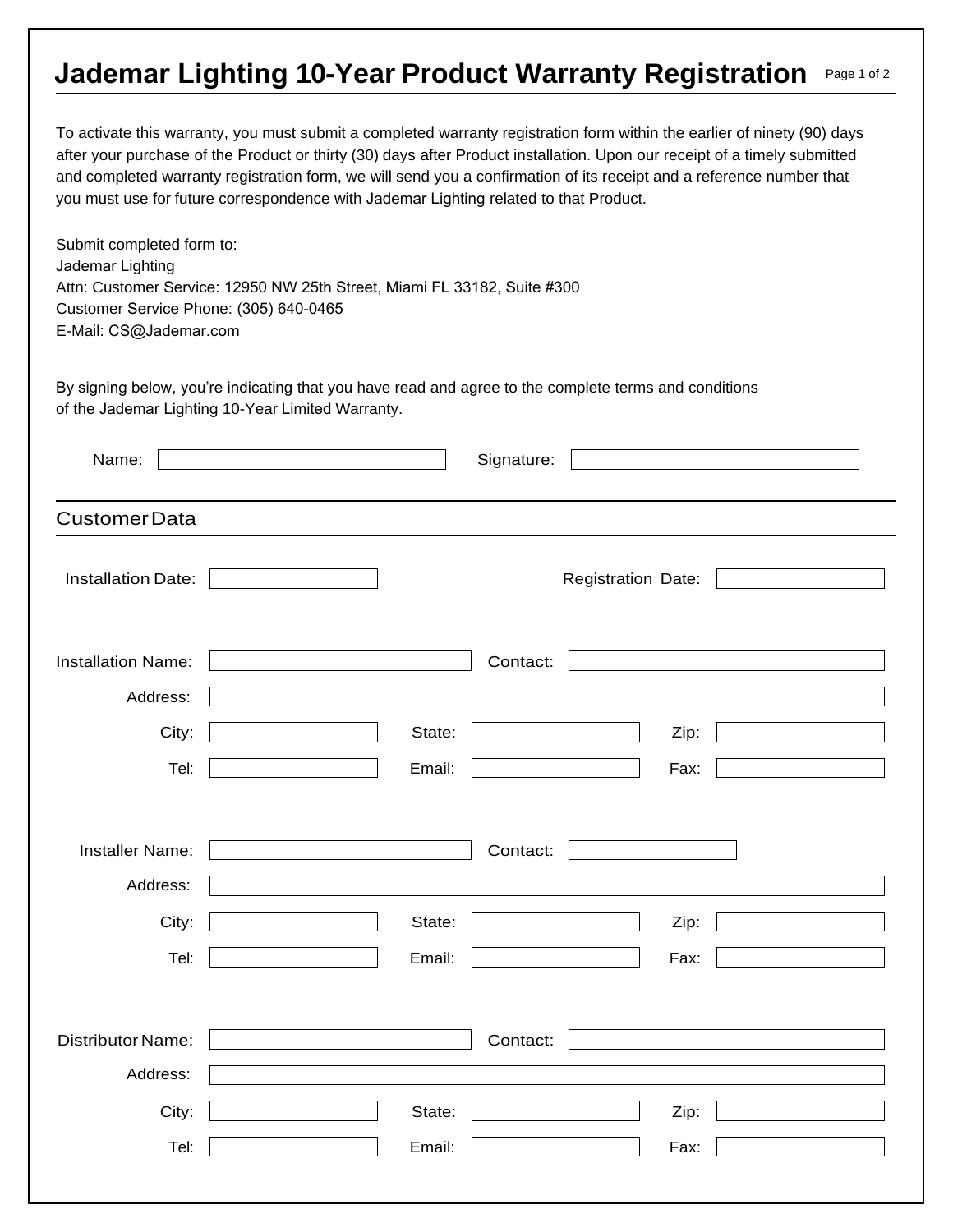# Jademar Lighting 10-Year Product Warranty Registration

To activate this warranty, you must submit a completed warranty registration form within the earlier of ninety (90) days after your purchase of the Product or thirty (30) days after Product installation. Upon our receipt of a timely submitted and completed warranty registration form, we will send you a confirmation of its receipt and a reference number that you must use for future correspondence with Jademar Lighting related to that Product.

Submit completed form to:
Jademar Lighting
Attn: Customer Service: 12950 NW 25th Street, Miami FL 33182, Suite #300
Customer Service Phone: (305) 640-0465
E-Mail: CS@Jademar.com

---

By signing below, you're indicating that you have read and agree to the complete terms and conditions of the Jademar Lighting 10-Year Limited Warranty.

Name: ____________________ Signature: ____________________

## Customer Data

Installation Date: ____________ Registration Date: ____________

Installation Name: ____________________ Contact: ____________________

Address: ________________________________________

City: ____________ State: ____________ Zip: ____________

Tel: ____________ Email: ____________ Fax: ____________

Installer Name: ____________________ Contact: ____________

Address: ________________________________________

City: ____________ State: ____________ Zip: ____________

Tel: ____________ Email: ____________ Fax: ____________

Distributor Name: ____________________ Contact: ____________________

Address: ________________________________________

City: ____________ State: ____________ Zip: ____________

Tel: ____________ Email: ____________ Fax: ____________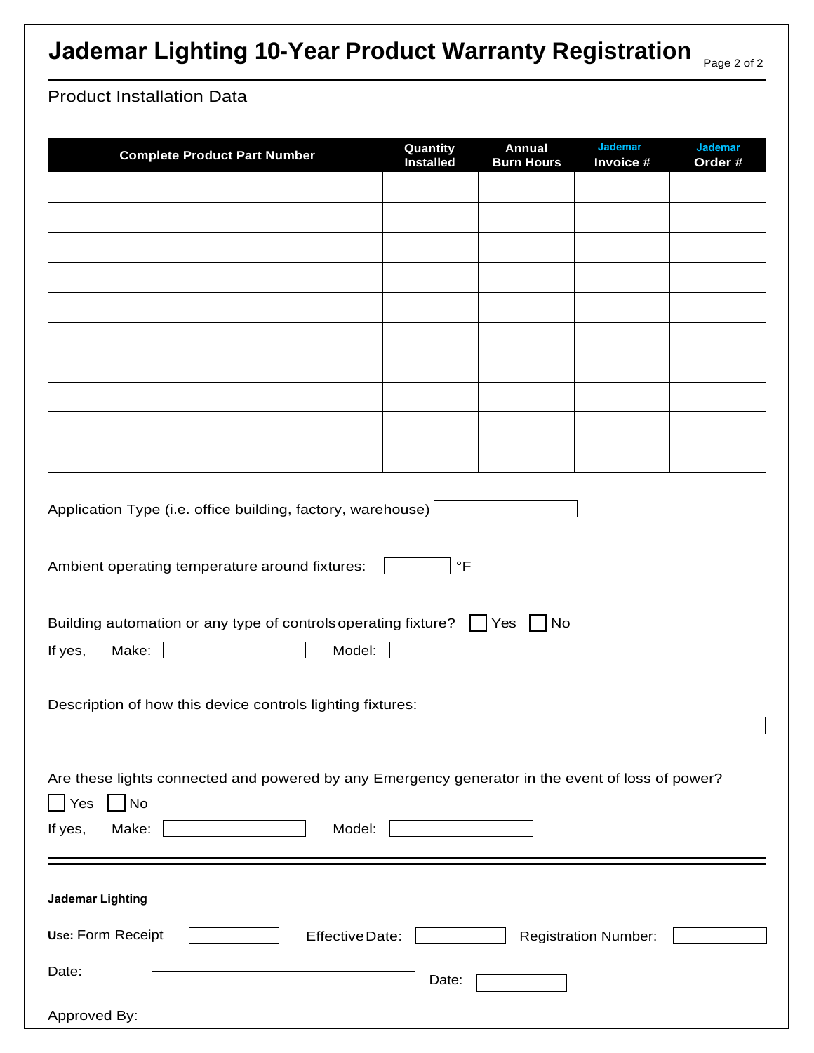# Jademar Lighting 10-Year Product Warranty Registration

## Product Installation Data

| Complete Product Part Number | Quantity Installed | Annual Burn Hours | Jademar Invoice # | Jademar Order # |
|---|---|---|---|---|
| | | | | |
| | | | | |
| | | | | |
| | | | | |
| | | | | |
| | | | | |
| | | | | |
| | | | | |
| | | | | |
| | | | | |

Application Type (i.e. office building, factory, warehouse) ____________

Ambient operating temperature around fixtures: ________ °F

Building automation or any type of controls operating fixture? ☐ Yes ☐ No

If yes, Make: ____________ Model: ____________

Description of how this device controls lighting fixtures:

____________

Are these lights connected and powered by any Emergency generator in the event of loss of power?

☐ Yes ☐ No

If yes, Make: ____________ Model: ____________

---

**Jademar Lighting**

**Use:** Form Receipt ________ Effective Date: ________ Registration Number: ________

Date: ____________ Date: ________

Approved By: